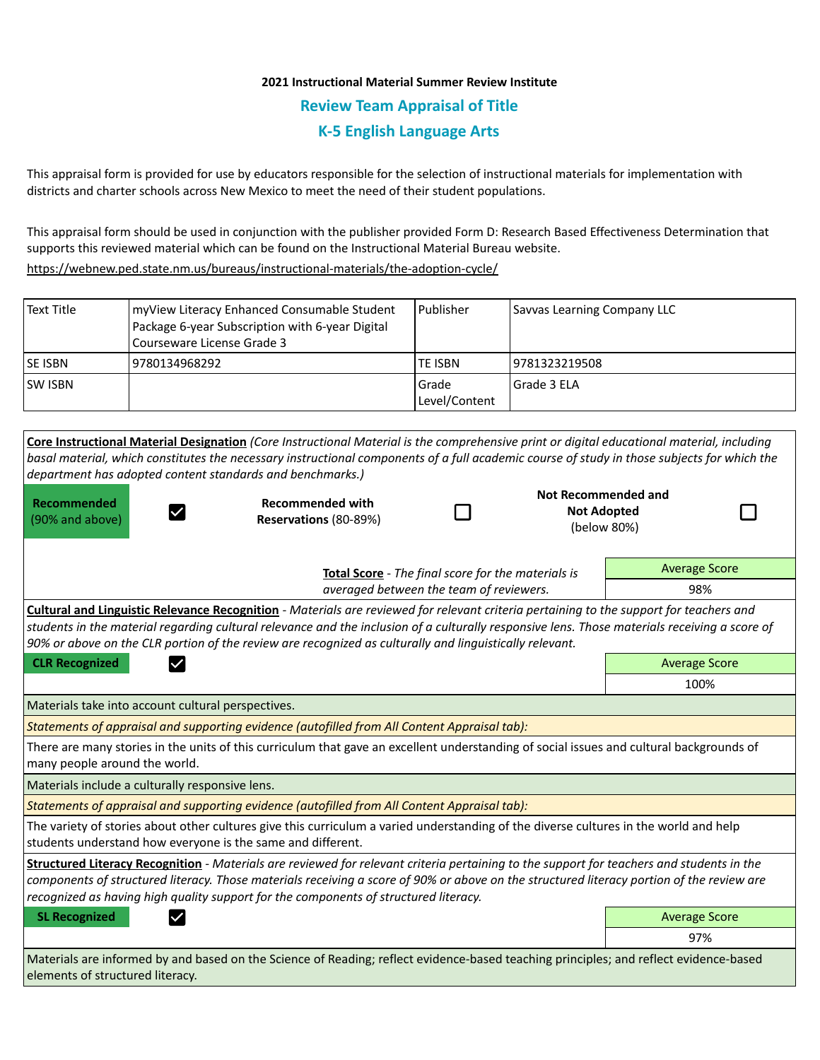**2021 Instructional Material Summer Review Institute**

## Review Team Appraisal of Title

## K-5 English Language Arts

This appraisal form is provided for use by educators responsible for the selection of instructional materials for implementation with districts and charter schools across New Mexico to meet the need of their student populations.

This appraisal form should be used in conjunction with the publisher provided Form D: Research Based Effectiveness Determination that supports this reviewed material which can be found on the Instructional Material Bureau website.

https://webnew.ped.state.nm.us/bureaus/instructional-materials/the-adoption-cycle/

| Text Title | myView Literacy Enhanced Consumable Student Package 6-year Subscription with 6-year Digital Courseware License Grade 3 | Publisher | Savvas Learning Company LLC |
|---|---|---|---|
| SE ISBN | 9780134968292 | TE ISBN | 9781323219508 |
| SW ISBN | | Grade Level/Content | Grade 3 ELA |

**Core Instructional Material Designation** *(Core Instructional Material is the comprehensive print or digital educational material, including basal material, which constitutes the necessary instructional components of a full academic course of study in those subjects for which the department has adopted content standards and benchmarks.)*

| **Recommended** (90% and above) | ☑ | **Recommended with Reservations** (80-89%) | ☐ | **Not Recommended and Not Adopted** (below 80%) | ☐ |
|---|---|---|---|---|---|

**Total Score** - *The final score for the materials is averaged between the team of reviewers.*

| Average Score |
|---|
| 98% |

**Cultural and Linguistic Relevance Recognition** - *Materials are reviewed for relevant criteria pertaining to the support for teachers and students in the material regarding cultural relevance and the inclusion of a culturally responsive lens. Those materials receiving a score of 90% or above on the CLR portion of the review are recognized as culturally and linguistically relevant.*

**CLR Recognized** ☑

| Average Score |
|---|
| 100% |

Materials take into account cultural perspectives.

*Statements of appraisal and supporting evidence (autofilled from All Content Appraisal tab):*

There are many stories in the units of this curriculum that gave an excellent understanding of social issues and cultural backgrounds of many people around the world.

Materials include a culturally responsive lens.

*Statements of appraisal and supporting evidence (autofilled from All Content Appraisal tab):*

The variety of stories about other cultures give this curriculum a varied understanding of the diverse cultures in the world and help students understand how everyone is the same and different.

**Structured Literacy Recognition** - *Materials are reviewed for relevant criteria pertaining to the support for teachers and students in the components of structured literacy. Those materials receiving a score of 90% or above on the structured literacy portion of the review are recognized as having high quality support for the components of structured literacy.*

**SL Recognized** ☑

| Average Score |
|---|
| 97% |

Materials are informed by and based on the Science of Reading; reflect evidence-based teaching principles; and reflect evidence-based elements of structured literacy.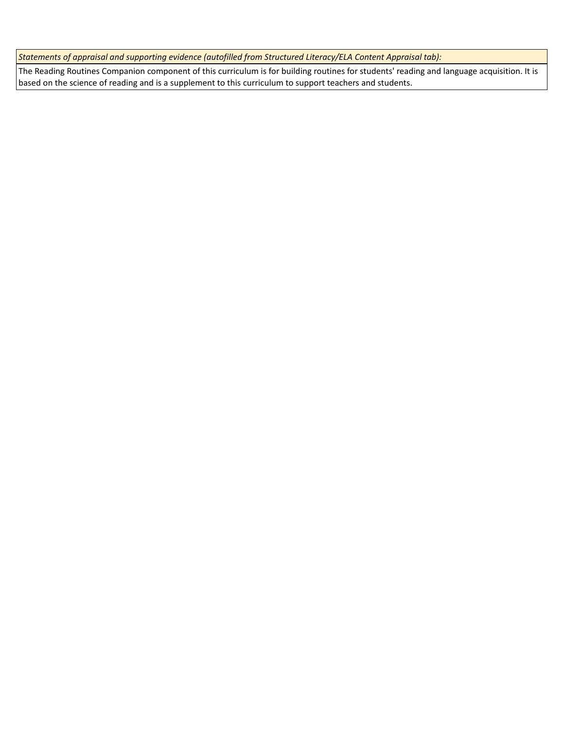| *Statements of appraisal and supporting evidence (autofilled from Structured Literacy/ELA Content Appraisal tab):* |
| --- |
| The Reading Routines Companion component of this curriculum is for building routines for students' reading and language acquisition. It is based on the science of reading and is a supplement to this curriculum to support teachers and students. |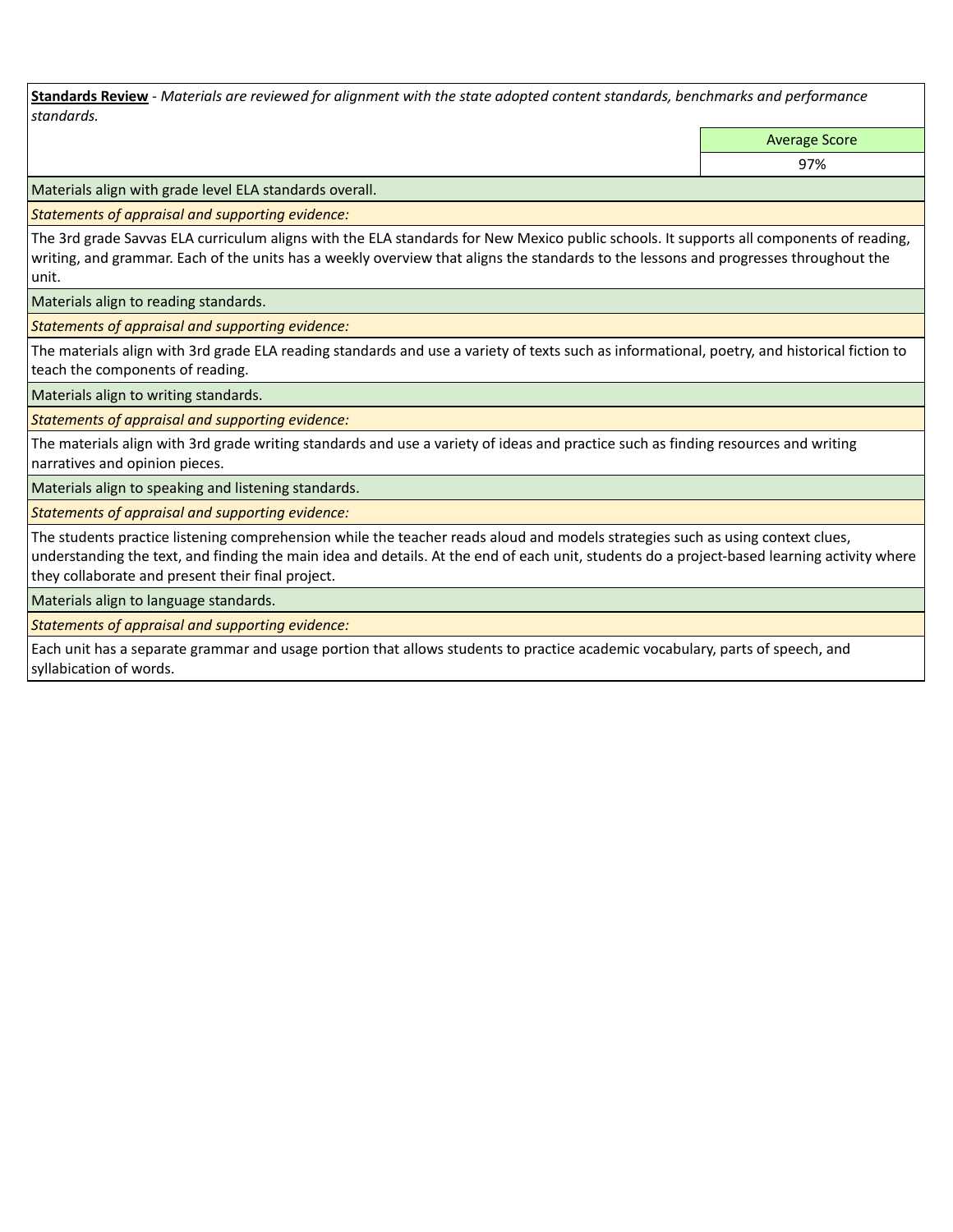**Standards Review** - *Materials are reviewed for alignment with the state adopted content standards, benchmarks and performance standards.*

| | Average Score |
|---|---|
| | 97% |

Materials align with grade level ELA standards overall.

*Statements of appraisal and supporting evidence:*

The 3rd grade Savvas ELA curriculum aligns with the ELA standards for New Mexico public schools. It supports all components of reading, writing, and grammar. Each of the units has a weekly overview that aligns the standards to the lessons and progresses throughout the unit.

Materials align to reading standards.

*Statements of appraisal and supporting evidence:*

The materials align with 3rd grade ELA reading standards and use a variety of texts such as informational, poetry, and historical fiction to teach the components of reading.

Materials align to writing standards.

*Statements of appraisal and supporting evidence:*

The materials align with 3rd grade writing standards and use a variety of ideas and practice such as finding resources and writing narratives and opinion pieces.

Materials align to speaking and listening standards.

*Statements of appraisal and supporting evidence:*

The students practice listening comprehension while the teacher reads aloud and models strategies such as using context clues, understanding the text, and finding the main idea and details. At the end of each unit, students do a project-based learning activity where they collaborate and present their final project.

Materials align to language standards.

*Statements of appraisal and supporting evidence:*

Each unit has a separate grammar and usage portion that allows students to practice academic vocabulary, parts of speech, and syllabication of words.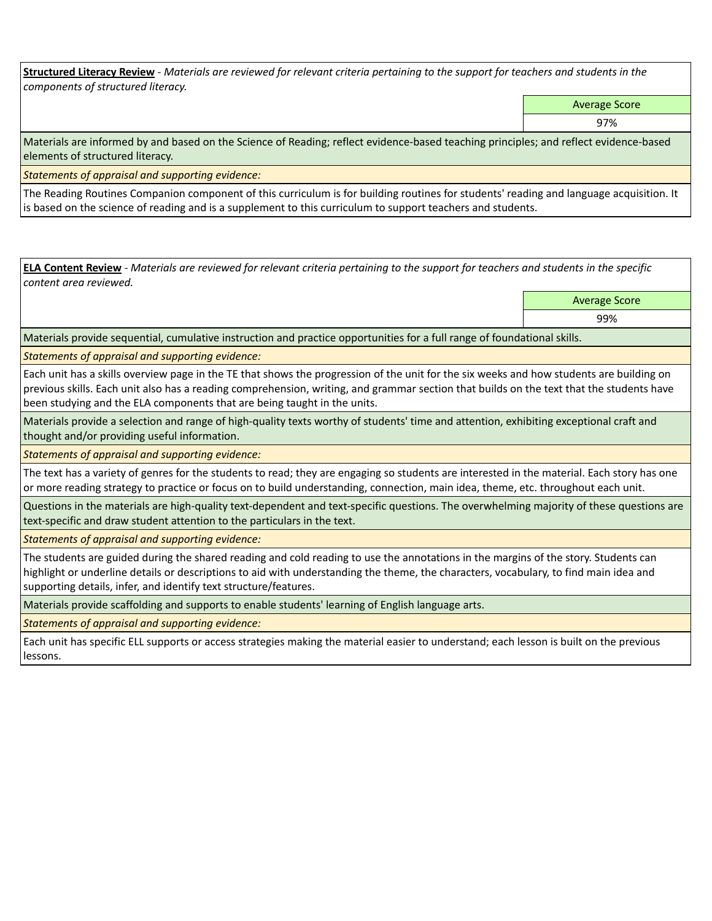**Structured Literacy Review** - *Materials are reviewed for relevant criteria pertaining to the support for teachers and students in the components of structured literacy.*

| | Average Score |
|---|---|
| | 97% |

Materials are informed by and based on the Science of Reading; reflect evidence-based teaching principles; and reflect evidence-based elements of structured literacy.

*Statements of appraisal and supporting evidence:*

The Reading Routines Companion component of this curriculum is for building routines for students' reading and language acquisition. It is based on the science of reading and is a supplement to this curriculum to support teachers and students.

**ELA Content Review** - *Materials are reviewed for relevant criteria pertaining to the support for teachers and students in the specific content area reviewed.*

| | Average Score |
|---|---|
| | 99% |

Materials provide sequential, cumulative instruction and practice opportunities for a full range of foundational skills.

*Statements of appraisal and supporting evidence:*

Each unit has a skills overview page in the TE that shows the progression of the unit for the six weeks and how students are building on previous skills. Each unit also has a reading comprehension, writing, and grammar section that builds on the text that the students have been studying and the ELA components that are being taught in the units.

Materials provide a selection and range of high-quality texts worthy of students' time and attention, exhibiting exceptional craft and thought and/or providing useful information.

*Statements of appraisal and supporting evidence:*

The text has a variety of genres for the students to read; they are engaging so students are interested in the material. Each story has one or more reading strategy to practice or focus on to build understanding, connection, main idea, theme, etc. throughout each unit.

Questions in the materials are high-quality text-dependent and text-specific questions. The overwhelming majority of these questions are text-specific and draw student attention to the particulars in the text.

*Statements of appraisal and supporting evidence:*

The students are guided during the shared reading and cold reading to use the annotations in the margins of the story. Students can highlight or underline details or descriptions to aid with understanding the theme, the characters, vocabulary, to find main idea and supporting details, infer, and identify text structure/features.

Materials provide scaffolding and supports to enable students' learning of English language arts.

*Statements of appraisal and supporting evidence:*

Each unit has specific ELL supports or access strategies making the material easier to understand; each lesson is built on the previous lessons.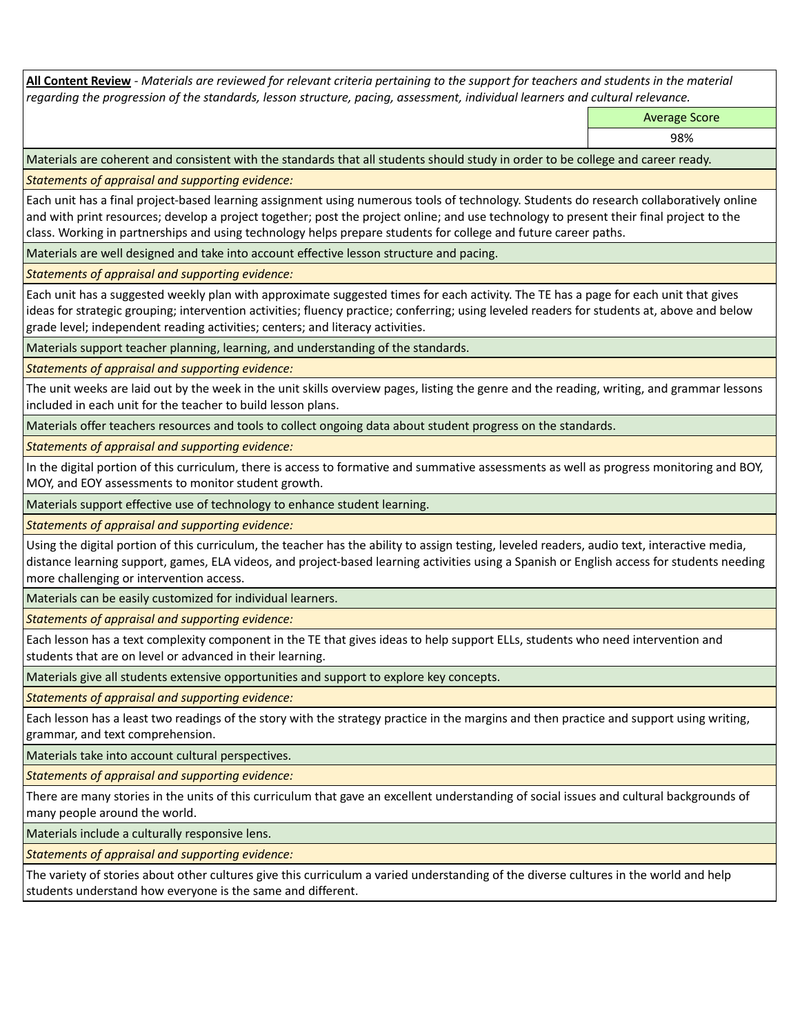**All Content Review** - *Materials are reviewed for relevant criteria pertaining to the support for teachers and students in the material regarding the progression of the standards, lesson structure, pacing, assessment, individual learners and cultural relevance.*

| Average Score |
| --- |
| 98% |

Materials are coherent and consistent with the standards that all students should study in order to be college and career ready.

*Statements of appraisal and supporting evidence:*

Each unit has a final project-based learning assignment using numerous tools of technology. Students do research collaboratively online and with print resources; develop a project together; post the project online; and use technology to present their final project to the class. Working in partnerships and using technology helps prepare students for college and future career paths.

Materials are well designed and take into account effective lesson structure and pacing.

*Statements of appraisal and supporting evidence:*

Each unit has a suggested weekly plan with approximate suggested times for each activity. The TE has a page for each unit that gives ideas for strategic grouping; intervention activities; fluency practice; conferring; using leveled readers for students at, above and below grade level; independent reading activities; centers; and literacy activities.

Materials support teacher planning, learning, and understanding of the standards.

*Statements of appraisal and supporting evidence:*

The unit weeks are laid out by the week in the unit skills overview pages, listing the genre and the reading, writing, and grammar lessons included in each unit for the teacher to build lesson plans.

Materials offer teachers resources and tools to collect ongoing data about student progress on the standards.

*Statements of appraisal and supporting evidence:*

In the digital portion of this curriculum, there is access to formative and summative assessments as well as progress monitoring and BOY, MOY, and EOY assessments to monitor student growth.

Materials support effective use of technology to enhance student learning.

*Statements of appraisal and supporting evidence:*

Using the digital portion of this curriculum, the teacher has the ability to assign testing, leveled readers, audio text, interactive media, distance learning support, games, ELA videos, and project-based learning activities using a Spanish or English access for students needing more challenging or intervention access.

Materials can be easily customized for individual learners.

*Statements of appraisal and supporting evidence:*

Each lesson has a text complexity component in the TE that gives ideas to help support ELLs, students who need intervention and students that are on level or advanced in their learning.

Materials give all students extensive opportunities and support to explore key concepts.

*Statements of appraisal and supporting evidence:*

Each lesson has a least two readings of the story with the strategy practice in the margins and then practice and support using writing, grammar, and text comprehension.

Materials take into account cultural perspectives.

*Statements of appraisal and supporting evidence:*

There are many stories in the units of this curriculum that gave an excellent understanding of social issues and cultural backgrounds of many people around the world.

Materials include a culturally responsive lens.

*Statements of appraisal and supporting evidence:*

The variety of stories about other cultures give this curriculum a varied understanding of the diverse cultures in the world and help students understand how everyone is the same and different.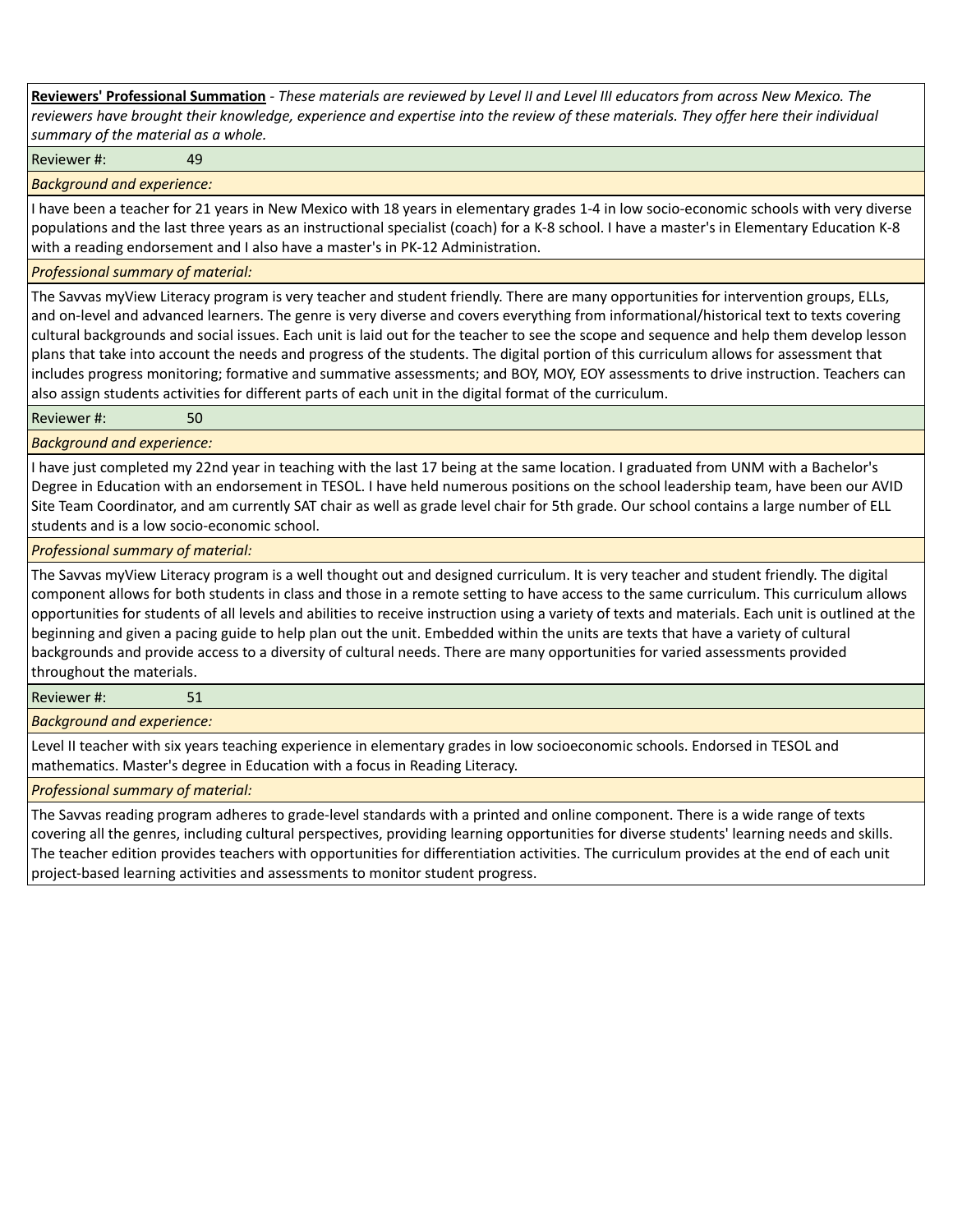**<u>Reviewers' Professional Summation</u>** - *These materials are reviewed by Level II and Level III educators from across New Mexico. The reviewers have brought their knowledge, experience and expertise into the review of these materials. They offer here their individual summary of the material as a whole.*

Reviewer #: 49

*Background and experience:*

I have been a teacher for 21 years in New Mexico with 18 years in elementary grades 1-4 in low socio-economic schools with very diverse populations and the last three years as an instructional specialist (coach) for a K-8 school. I have a master's in Elementary Education K-8 with a reading endorsement and I also have a master's in PK-12 Administration.

*Professional summary of material:*

The Savvas myView Literacy program is very teacher and student friendly. There are many opportunities for intervention groups, ELLs, and on-level and advanced learners. The genre is very diverse and covers everything from informational/historical text to texts covering cultural backgrounds and social issues. Each unit is laid out for the teacher to see the scope and sequence and help them develop lesson plans that take into account the needs and progress of the students. The digital portion of this curriculum allows for assessment that includes progress monitoring; formative and summative assessments; and BOY, MOY, EOY assessments to drive instruction. Teachers can also assign students activities for different parts of each unit in the digital format of the curriculum.

Reviewer #: 50

*Background and experience:*

I have just completed my 22nd year in teaching with the last 17 being at the same location. I graduated from UNM with a Bachelor's Degree in Education with an endorsement in TESOL. I have held numerous positions on the school leadership team, have been our AVID Site Team Coordinator, and am currently SAT chair as well as grade level chair for 5th grade. Our school contains a large number of ELL students and is a low socio-economic school.

*Professional summary of material:*

The Savvas myView Literacy program is a well thought out and designed curriculum. It is very teacher and student friendly. The digital component allows for both students in class and those in a remote setting to have access to the same curriculum. This curriculum allows opportunities for students of all levels and abilities to receive instruction using a variety of texts and materials. Each unit is outlined at the beginning and given a pacing guide to help plan out the unit. Embedded within the units are texts that have a variety of cultural backgrounds and provide access to a diversity of cultural needs. There are many opportunities for varied assessments provided throughout the materials.

Reviewer #: 51

*Background and experience:*

Level II teacher with six years teaching experience in elementary grades in low socioeconomic schools. Endorsed in TESOL and mathematics. Master's degree in Education with a focus in Reading Literacy.

*Professional summary of material:*

The Savvas reading program adheres to grade-level standards with a printed and online component. There is a wide range of texts covering all the genres, including cultural perspectives, providing learning opportunities for diverse students' learning needs and skills. The teacher edition provides teachers with opportunities for differentiation activities. The curriculum provides at the end of each unit project-based learning activities and assessments to monitor student progress.